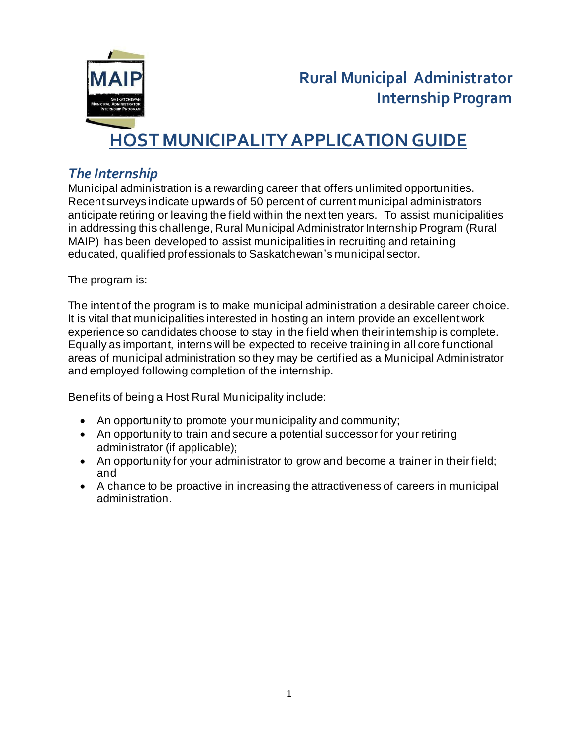# Rural Municipal Administrator Internship Program

# HOST MUNICIPALITY APPLICATION GUIDE

## *The Internship*

Municipal administration is a rewarding career that offers unlimited opportunities. Recent surveys indicate upwards of 50 percent of current municipal administrators anticipate retiring or leaving the field within the next ten years. To assist municipalities in addressing this challenge, Rural Municipal Administrator Internship Program (Rural MAIP) has been developed to assist municipalities in recruiting and retaining educated, qualified professionals to Saskatchewan's municipal sector.

The program is:

The intent of the program is to make municipal administration a desirable career choice. It is vital that municipalities interested in hosting an intern provide an excellent work experience so candidates choose to stay in the field when their internship is complete. Equally as important, interns will be expected to receive training in all core functional areas of municipal administration so they may be certified as a Municipal Administrator and employed following completion of the internship.

Benefits of being a Host Rural Municipality include:

- An opportunity to promote your municipality and community;
- An opportunity to train and secure a potential successor for your retiring administrator (if applicable);
- An opportunity for your administrator to grow and become a trainer in their field; and
- A chance to be proactive in increasing the attractiveness of careers in municipal administration.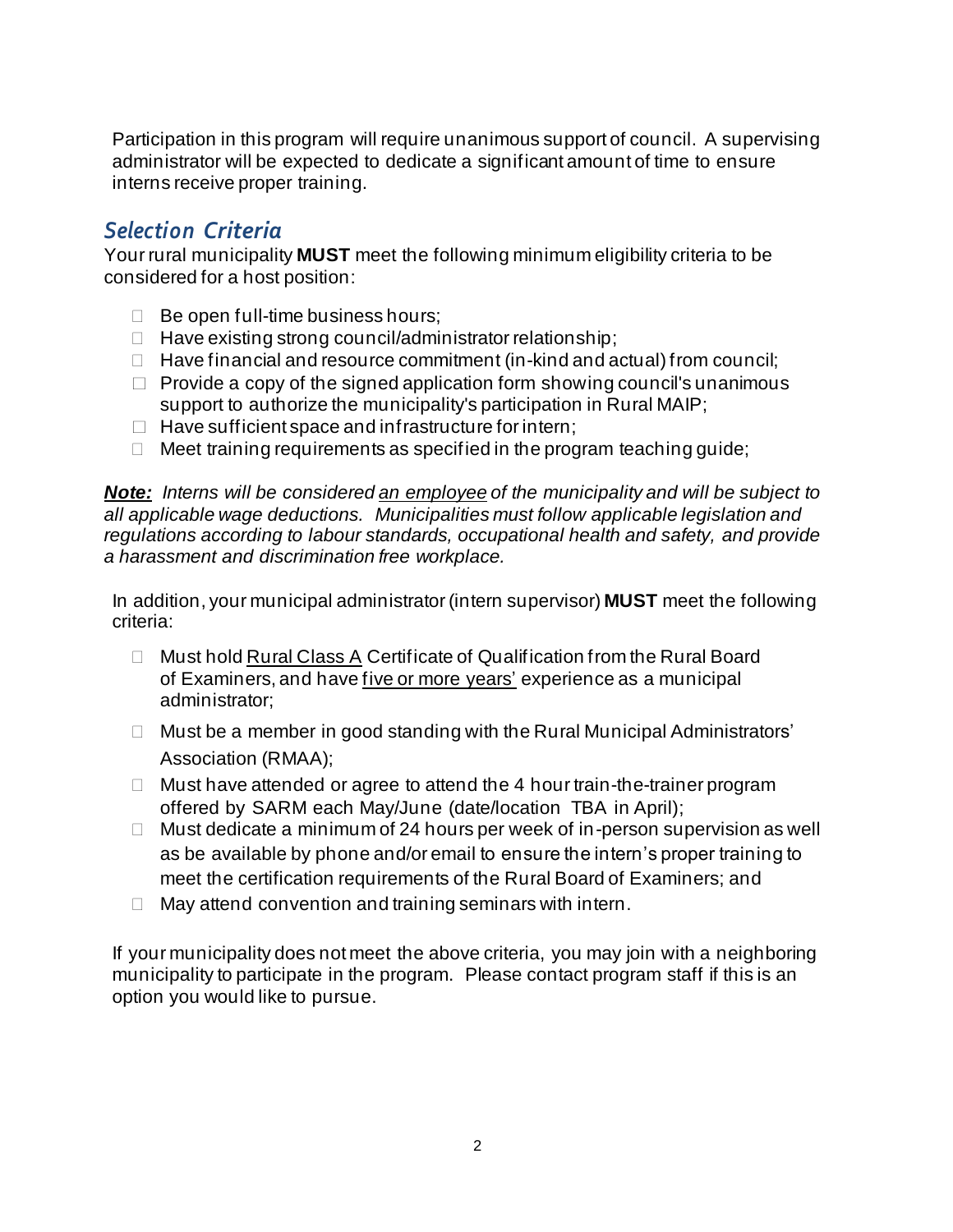Participation in this program will require unanimous support of council. A supervising administrator will be expected to dedicate a significant amount of time to ensure interns receive proper training.

## *Selection Criteria*

Your rural municipality **MUST** meet the following minimum eligibility criteria to be considered for a host position:

- Be open full-time business hours;
- Have existing strong council/administrator relationship;
- Have financial and resource commitment (in-kind and actual) from council;
- Provide a copy of the signed application form showing council's unanimous support to authorize the municipality's participation in Rural MAIP;
- Have sufficient space and infrastructure for intern;
- Meet training requirements as specified in the program teaching guide;

***Note:*** *Interns will be considered an employee of the municipality and will be subject to all applicable wage deductions. Municipalities must follow applicable legislation and regulations according to labour standards, occupational health and safety, and provide a harassment and discrimination free workplace.*

In addition, your municipal administrator (intern supervisor) **MUST** meet the following criteria:

- Must hold Rural Class A Certificate of Qualification from the Rural Board of Examiners, and have five or more years' experience as a municipal administrator;
- Must be a member in good standing with the Rural Municipal Administrators' Association (RMAA);
- Must have attended or agree to attend the 4 hour train-the-trainer program offered by SARM each May/June (date/location TBA in April);
- Must dedicate a minimum of 24 hours per week of in-person supervision as well as be available by phone and/or email to ensure the intern's proper training to meet the certification requirements of the Rural Board of Examiners; and
- May attend convention and training seminars with intern.

If your municipality does not meet the above criteria, you may join with a neighboring municipality to participate in the program. Please contact program staff if this is an option you would like to pursue.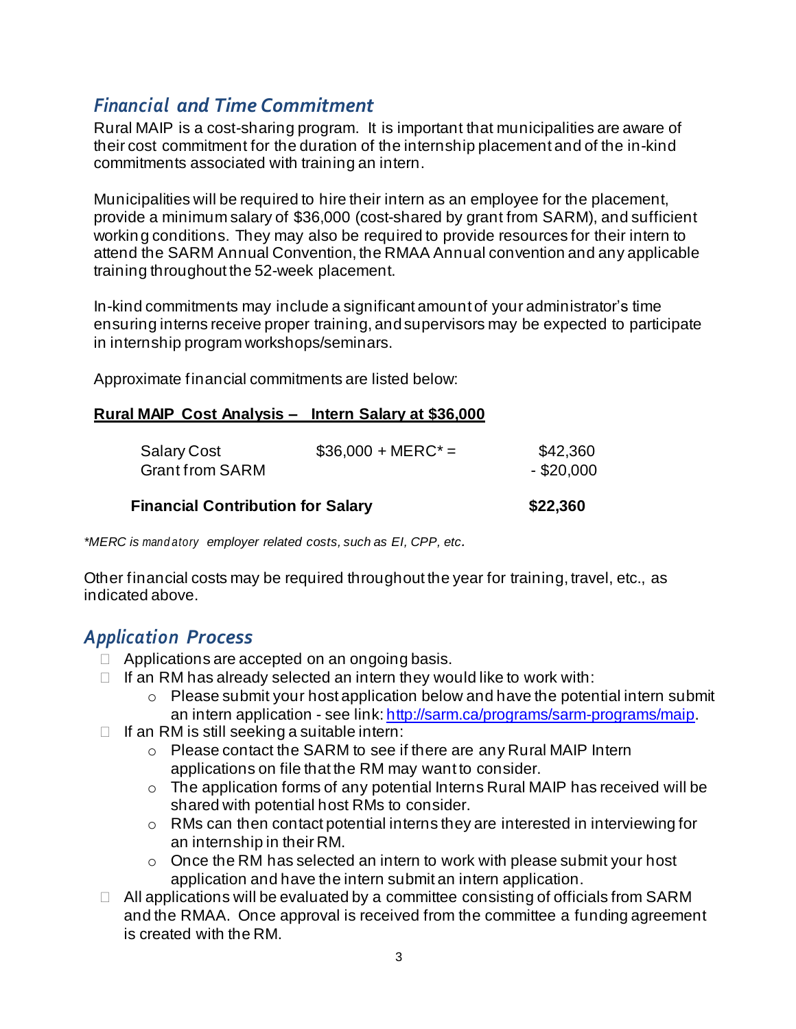## *Financial and Time Commitment*

Rural MAIP is a cost-sharing program. It is important that municipalities are aware of their cost commitment for the duration of the internship placement and of the in-kind commitments associated with training an intern.

Municipalities will be required to hire their intern as an employee for the placement, provide a minimum salary of $36,000 (cost-shared by grant from SARM), and sufficient working conditions. They may also be required to provide resources for their intern to attend the SARM Annual Convention, the RMAA Annual convention and any applicable training throughout the 52-week placement.

In-kind commitments may include a significant amount of your administrator's time ensuring interns receive proper training, and supervisors may be expected to participate in internship program workshops/seminars.

Approximate financial commitments are listed below:

**Rural MAIP Cost Analysis – Intern Salary at $36,000**

| | | |
|---|---|---|
| Salary Cost | $36,000 + MERC* = | $42,360 |
| Grant from SARM | | - $20,000 |
| **Financial Contribution for Salary** | | **$22,360** |

*\*MERC is mandatory employer related costs, such as EI, CPP, etc.*

Other financial costs may be required throughout the year for training, travel, etc., as indicated above.

## *Application Process*

- Applications are accepted on an ongoing basis.
- If an RM has already selected an intern they would like to work with:
  - Please submit your host application below and have the potential intern submit an intern application - see link: [http://sarm.ca/programs/sarm-programs/maip](http://sarm.ca/programs/sarm-programs/maip).
- If an RM is still seeking a suitable intern:
  - Please contact the SARM to see if there are any Rural MAIP Intern applications on file that the RM may want to consider.
  - The application forms of any potential Interns Rural MAIP has received will be shared with potential host RMs to consider.
  - RMs can then contact potential interns they are interested in interviewing for an internship in their RM.
  - Once the RM has selected an intern to work with please submit your host application and have the intern submit an intern application.
- All applications will be evaluated by a committee consisting of officials from SARM and the RMAA. Once approval is received from the committee a funding agreement is created with the RM.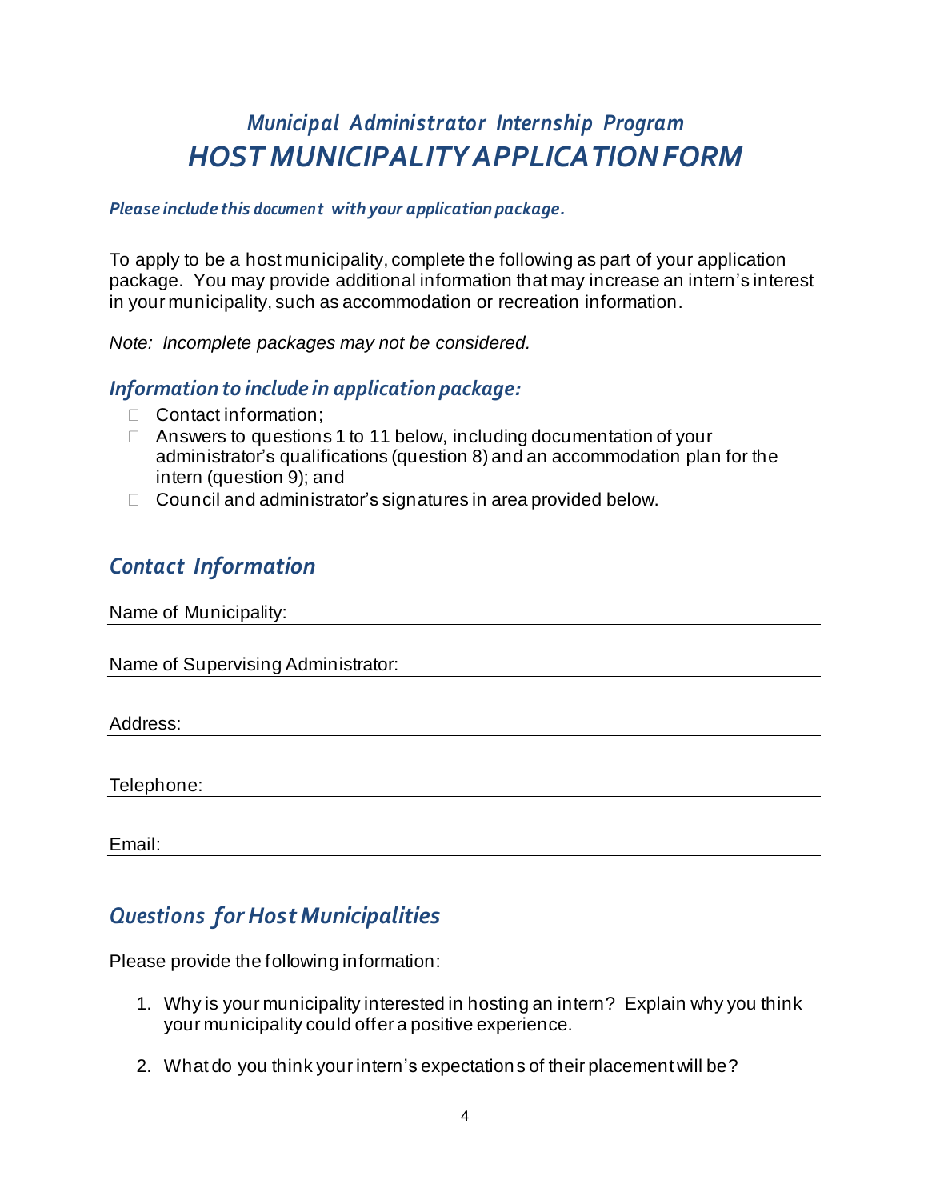# *Municipal Administrator Internship Program*
# *HOST MUNICIPALITY APPLICATION FORM*

***Please include this document with your application package.***

To apply to be a host municipality, complete the following as part of your application package. You may provide additional information that may increase an intern's interest in your municipality, such as accommodation or recreation information.

*Note: Incomplete packages may not be considered.*

## *Information to include in application package:*

- ☐ Contact information;
- ☐ Answers to questions 1 to 11 below, including documentation of your administrator's qualifications (question 8) and an accommodation plan for the intern (question 9); and
- ☐ Council and administrator's signatures in area provided below.

## *Contact Information*

Name of Municipality: ______________________________

Name of Supervising Administrator: ______________________________

Address: ______________________________

Telephone: ______________________________

Email: ______________________________

## *Questions for Host Municipalities*

Please provide the following information:

1. Why is your municipality interested in hosting an intern? Explain why you think your municipality could offer a positive experience.

2. What do you think your intern's expectations of their placement will be?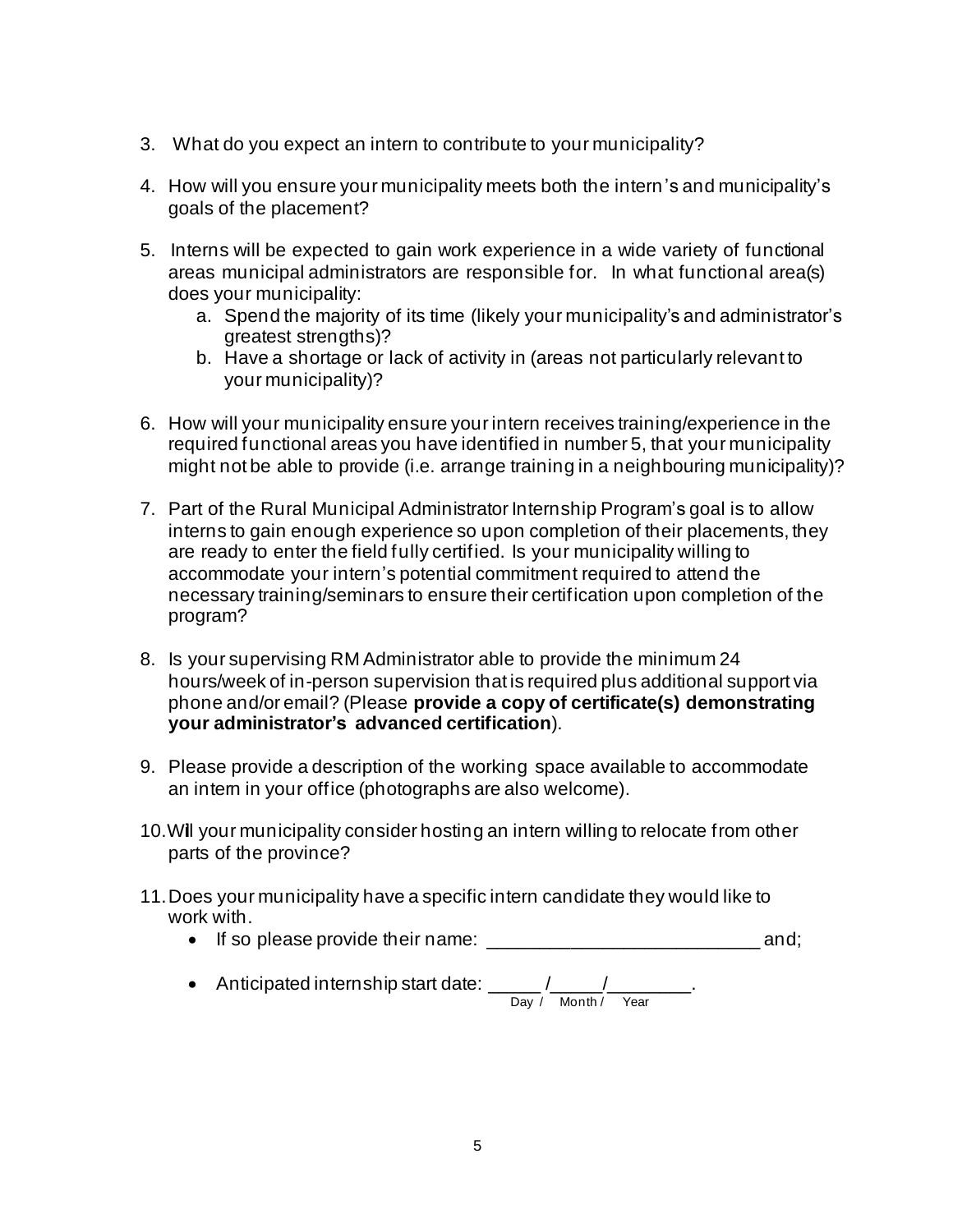3. What do you expect an intern to contribute to your municipality?

4. How will you ensure your municipality meets both the intern's and municipality's goals of the placement?

5. Interns will be expected to gain work experience in a wide variety of functional areas municipal administrators are responsible for. In what functional area(s) does your municipality:
   a. Spend the majority of its time (likely your municipality's and administrator's greatest strengths)?
   b. Have a shortage or lack of activity in (areas not particularly relevant to your municipality)?

6. How will your municipality ensure your intern receives training/experience in the required functional areas you have identified in number 5, that your municipality might not be able to provide (i.e. arrange training in a neighbouring municipality)?

7. Part of the Rural Municipal Administrator Internship Program's goal is to allow interns to gain enough experience so upon completion of their placements, they are ready to enter the field fully certified. Is your municipality willing to accommodate your intern's potential commitment required to attend the necessary training/seminars to ensure their certification upon completion of the program?

8. Is your supervising RM Administrator able to provide the minimum 24 hours/week of in-person supervision that is required plus additional support via phone and/or email? (Please **provide a copy of certificate(s) demonstrating your administrator's advanced certification**).

9. Please provide a description of the working space available to accommodate an intern in your office (photographs are also welcome).

10. Will your municipality consider hosting an intern willing to relocate from other parts of the province?

11. Does your municipality have a specific intern candidate they would like to work with.
    - If so please provide their name: __________________________ and;
    - Anticipated internship start date: _____/_____/________.
      Day / Month / Year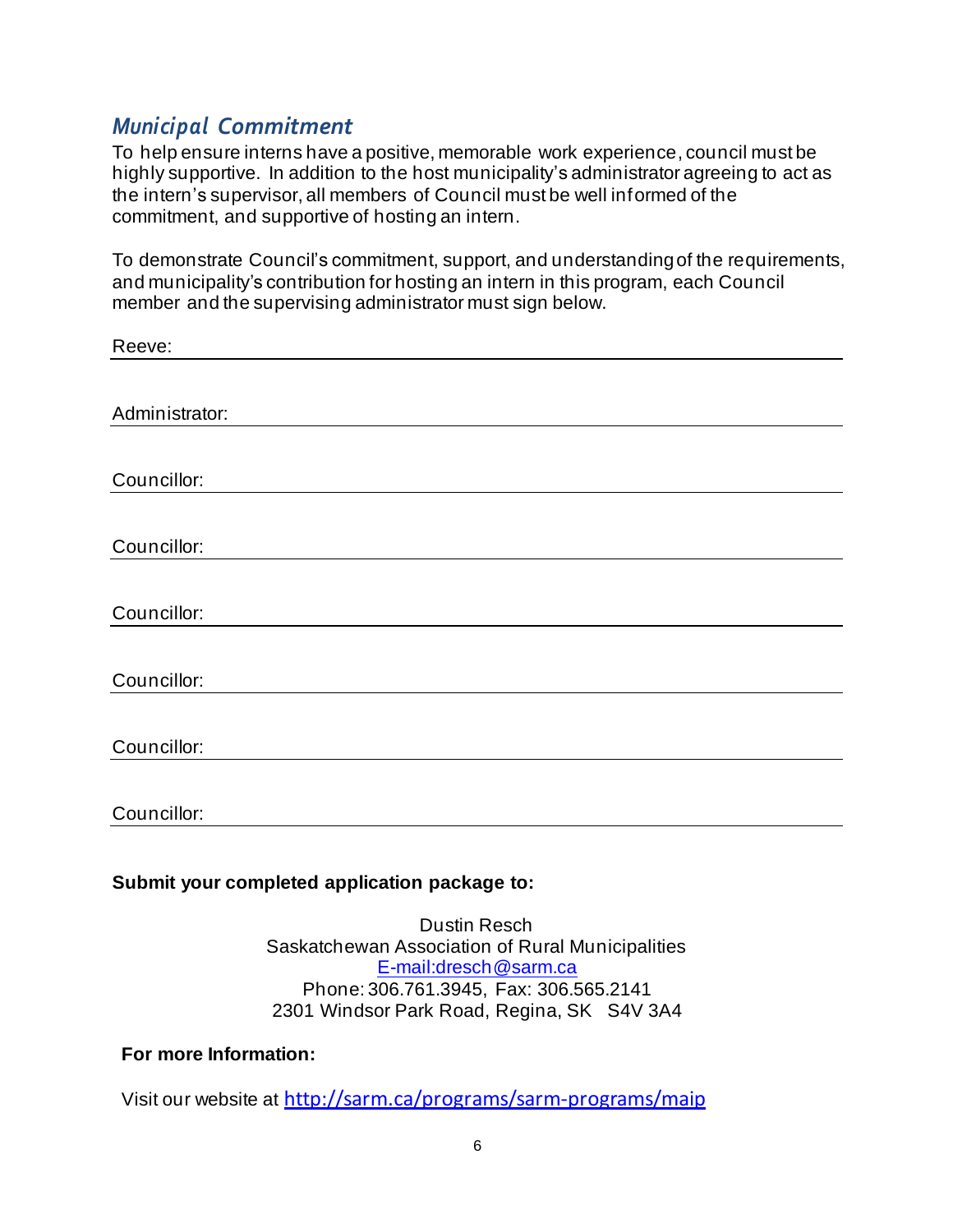## *Municipal Commitment*

To help ensure interns have a positive, memorable work experience, council must be highly supportive. In addition to the host municipality's administrator agreeing to act as the intern's supervisor, all members of Council must be well informed of the commitment, and supportive of hosting an intern.

To demonstrate Council's commitment, support, and understanding of the requirements, and municipality's contribution for hosting an intern in this program, each Council member and the supervising administrator must sign below.

Reeve: ______________________________

Administrator: ______________________________

Councillor: ______________________________

Councillor: ______________________________

Councillor: ______________________________

Councillor: ______________________________

Councillor: ______________________________

Councillor: ______________________________

**Submit your completed application package to:**

Dustin Resch
Saskatchewan Association of Rural Municipalities
E-mail:dresch@sarm.ca
Phone: 306.761.3945, Fax: 306.565.2141
2301 Windsor Park Road, Regina, SK S4V 3A4

**For more Information:**

Visit our website at http://sarm.ca/programs/sarm-programs/maip